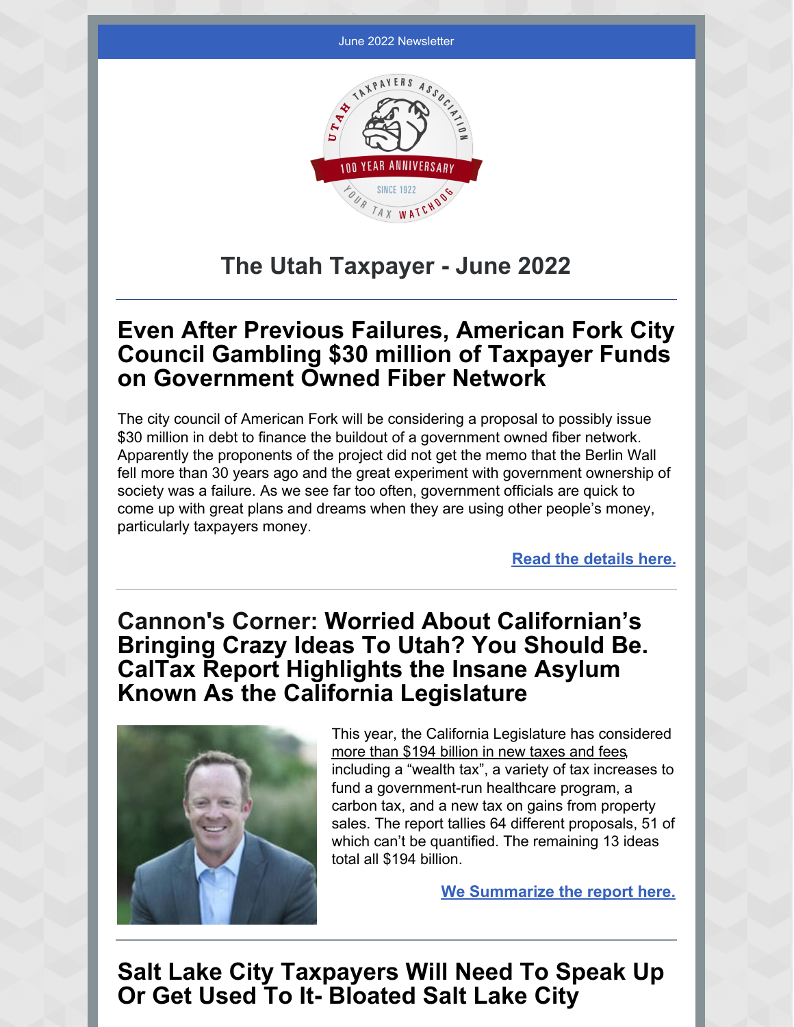June 2022 Newsletter

# The Utah Taxpayer - June 2022

## Even After Previous Failures, American Fork City Council Gambling $30 million of Taxpayer Funds on Government Owned Fiber Network

The city council of American Fork will be considering a proposal to possibly issue $30 million in debt to finance the buildout of a government owned fiber network. Apparently the proponents of the project did not get the memo that the Berlin Wall fell more than 30 years ago and the great experiment with government ownership of society was a failure. As we see far too often, government officials are quick to come up with great plans and dreams when they are using other people's money, particularly taxpayers money.

**Read the details here.**

## Cannon's Corner: Worried About Californian's Bringing Crazy Ideas To Utah? You Should Be. CalTax Report Highlights the Insane Asylum Known As the California Legislature

This year, the California Legislature has considered more than $194 billion in new taxes and fees, including a "wealth tax", a variety of tax increases to fund a government-run healthcare program, a carbon tax, and a new tax on gains from property sales. The report tallies 64 different proposals, 51 of which can't be quantified. The remaining 13 ideas total all $194 billion.

**We Summarize the report here.**

## Salt Lake City Taxpayers Will Need To Speak Up Or Get Used To It- Bloated Salt Lake City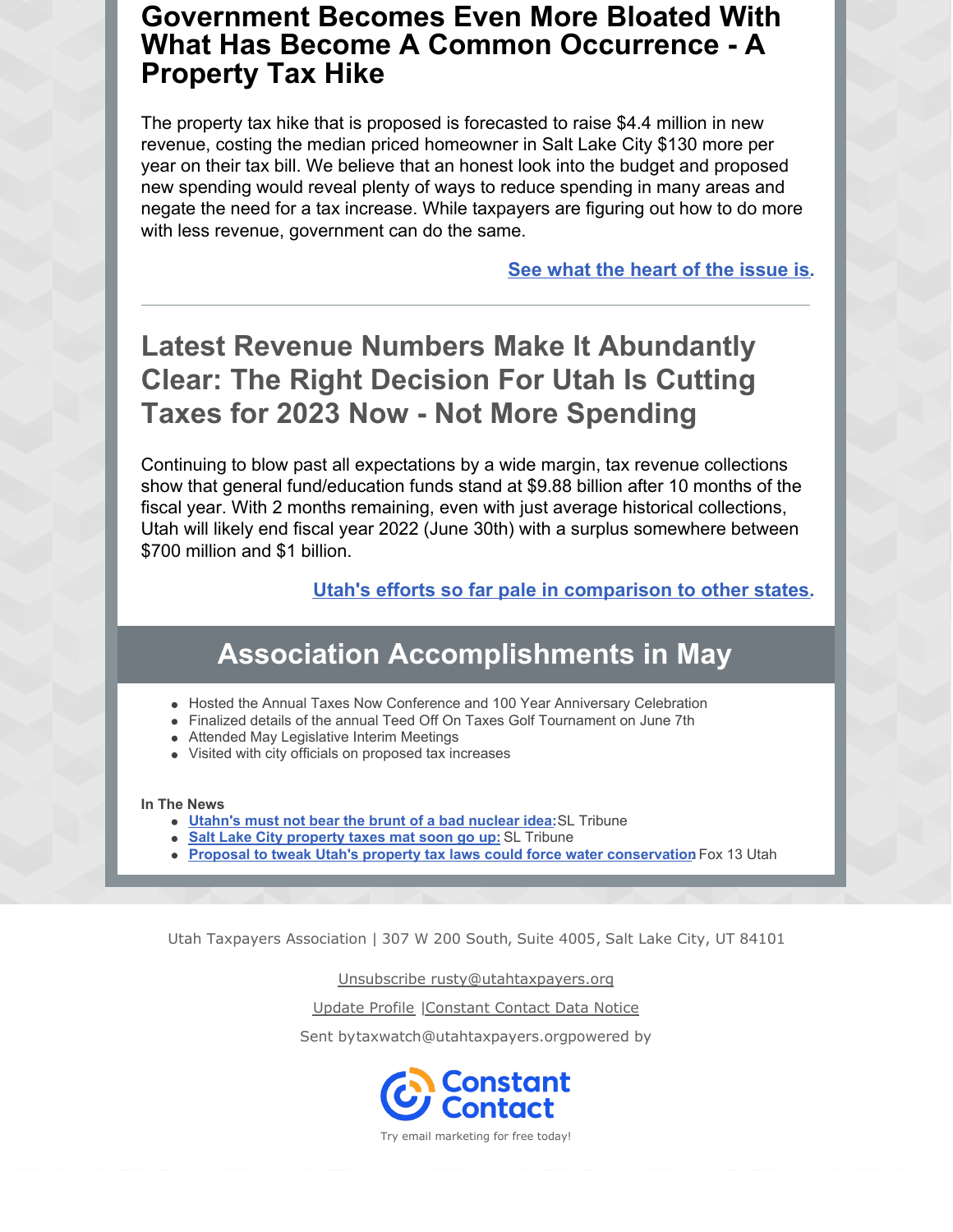# Government Becomes Even More Bloated With What Has Become A Common Occurrence - A Property Tax Hike

The property tax hike that is proposed is forecasted to raise $4.4 million in new revenue, costing the median priced homeowner in Salt Lake City $130 more per year on their tax bill. We believe that an honest look into the budget and proposed new spending would reveal plenty of ways to reduce spending in many areas and negate the need for a tax increase. While taxpayers are figuring out how to do more with less revenue, government can do the same.

**See what the heart of the issue is.**

---

## Latest Revenue Numbers Make It Abundantly Clear: The Right Decision For Utah Is Cutting Taxes for 2023 Now - Not More Spending

Continuing to blow past all expectations by a wide margin, tax revenue collections show that general fund/education funds stand at $9.88 billion after 10 months of the fiscal year. With 2 months remaining, even with just average historical collections, Utah will likely end fiscal year 2022 (June 30th) with a surplus somewhere between $700 million and $1 billion.

**Utah's efforts so far pale in comparison to other states.**

## Association Accomplishments in May

- Hosted the Annual Taxes Now Conference and 100 Year Anniversary Celebration
- Finalized details of the annual Teed Off On Taxes Golf Tournament on June 7th
- Attended May Legislative Interim Meetings
- Visited with city officials on proposed tax increases

**In The News**

- **Utahn's must not bear the brunt of a bad nuclear idea:** SL Tribune
- **Salt Lake City property taxes mat soon go up:** SL Tribune
- **Proposal to tweak Utah's property tax laws could force water conservation** Fox 13 Utah

Utah Taxpayers Association | 307 W 200 South, Suite 4005, Salt Lake City, UT 84101

Unsubscribe rusty@utahtaxpayers.org

Update Profile | Constant Contact Data Notice

Sent bytaxwatch@utahtaxpayers.orgpowered by

Constant Contact

Try email marketing for free today!